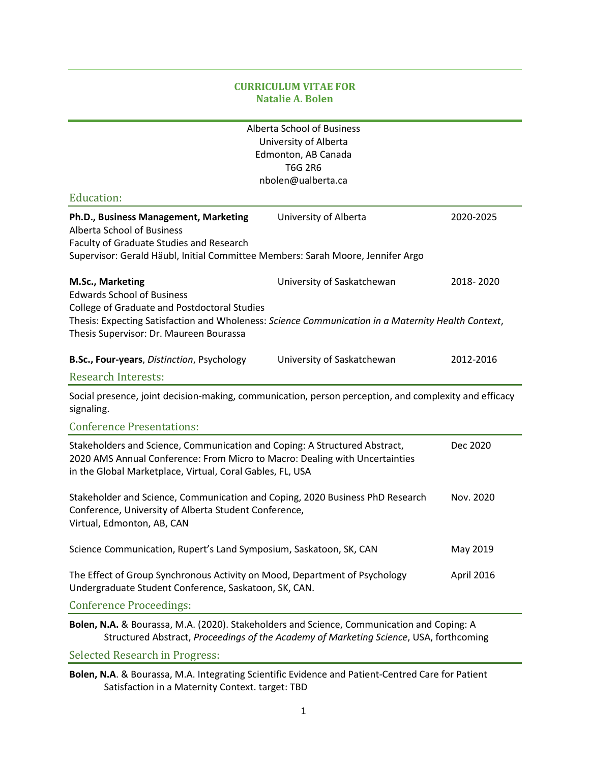# CURRICULUM VITAE FOR
# Natalie A. Bolen

Alberta School of Business
University of Alberta
Edmonton, AB Canada
T6G 2R6
nbolen@ualberta.ca

## Education:

**Ph.D., Business Management, Marketing** — University of Alberta — 2020-2025
Alberta School of Business
Faculty of Graduate Studies and Research
Supervisor: Gerald Häubl, Initial Committee Members: Sarah Moore, Jennifer Argo

**M.Sc., Marketing** — University of Saskatchewan — 2018- 2020
Edwards School of Business
College of Graduate and Postdoctoral Studies
Thesis: Expecting Satisfaction and Wholeness: *Science Communication in a Maternity Health Context*, Thesis Supervisor: Dr. Maureen Bourassa

**B.Sc., Four-years**, *Distinction*, Psychology — University of Saskatchewan — 2012-2016

## Research Interests:

Social presence, joint decision-making, communication, person perception, and complexity and efficacy signaling.

## Conference Presentations:

Stakeholders and Science, Communication and Coping: A Structured Abstract, 2020 AMS Annual Conference: From Micro to Macro: Dealing with Uncertainties in the Global Marketplace, Virtual, Coral Gables, FL, USA — Dec 2020

Stakeholder and Science, Communication and Coping, 2020 Business PhD Research Conference, University of Alberta Student Conference, Virtual, Edmonton, AB, CAN — Nov. 2020

Science Communication, Rupert's Land Symposium, Saskatoon, SK, CAN — May 2019

The Effect of Group Synchronous Activity on Mood, Department of Psychology Undergraduate Student Conference, Saskatoon, SK, CAN. — April 2016

## Conference Proceedings:

**Bolen, N.A.** & Bourassa, M.A. (2020). Stakeholders and Science, Communication and Coping: A Structured Abstract, *Proceedings of the Academy of Marketing Science*, USA, forthcoming

## Selected Research in Progress:

**Bolen, N.A**. & Bourassa, M.A. Integrating Scientific Evidence and Patient-Centred Care for Patient Satisfaction in a Maternity Context. target: TBD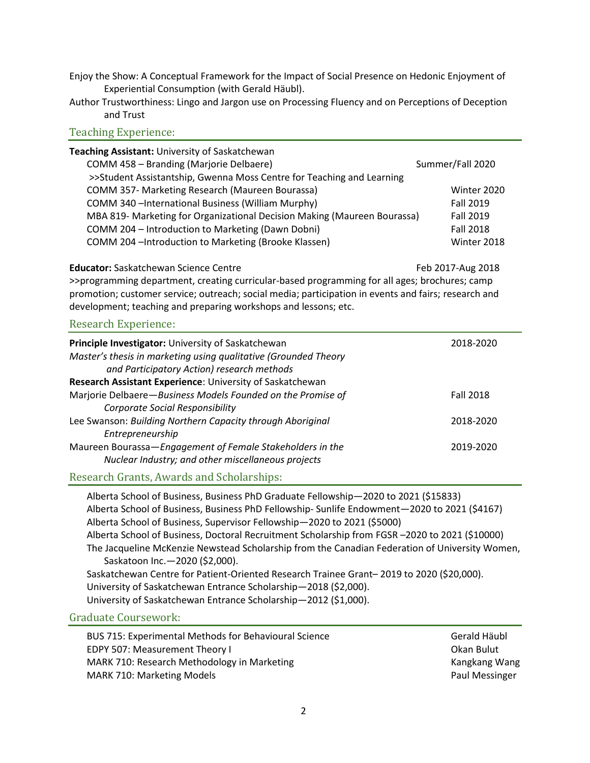Enjoy the Show: A Conceptual Framework for the Impact of Social Presence on Hedonic Enjoyment of Experiential Consumption (with Gerald Häubl).

Author Trustworthiness: Lingo and Jargon use on Processing Fluency and on Perceptions of Deception and Trust

## Teaching Experience:

**Teaching Assistant:** University of Saskatchewan

| | |
|---|---|
| COMM 458 – Branding (Marjorie Delbaere) | Summer/Fall 2020 |
| >>Student Assistantship, Gwenna Moss Centre for Teaching and Learning | |
| COMM 357- Marketing Research (Maureen Bourassa) | Winter 2020 |
| COMM 340 –International Business (William Murphy) | Fall 2019 |
| MBA 819- Marketing for Organizational Decision Making (Maureen Bourassa) | Fall 2019 |
| COMM 204 – Introduction to Marketing (Dawn Dobni) | Fall 2018 |
| COMM 204 –Introduction to Marketing (Brooke Klassen) | Winter 2018 |

**Educator:** Saskatchewan Science Centre — Feb 2017-Aug 2018

>>programming department, creating curricular-based programming for all ages; brochures; camp promotion; customer service; outreach; social media; participation in events and fairs; research and development; teaching and preparing workshops and lessons; etc.

## Research Experience:

**Principle Investigator:** University of Saskatchewan — 2018-2020

*Master's thesis in marketing using qualitative (Grounded Theory and Participatory Action) research methods*

**Research Assistant Experience**: University of Saskatchewan

| | |
|---|---|
| Marjorie Delbaere—*Business Models Founded on the Promise of Corporate Social Responsibility* | Fall 2018 |
| Lee Swanson: *Building Northern Capacity through Aboriginal Entrepreneurship* | 2018-2020 |
| Maureen Bourassa—*Engagement of Female Stakeholders in the Nuclear Industry; and other miscellaneous projects* | 2019-2020 |

## Research Grants, Awards and Scholarships:

Alberta School of Business, Business PhD Graduate Fellowship—2020 to 2021 ($15833)

Alberta School of Business, Business PhD Fellowship- Sunlife Endowment—2020 to 2021 ($4167)

Alberta School of Business, Supervisor Fellowship—2020 to 2021 ($5000)

Alberta School of Business, Doctoral Recruitment Scholarship from FGSR –2020 to 2021 ($10000)

The Jacqueline McKenzie Newstead Scholarship from the Canadian Federation of University Women, Saskatoon Inc.—2020 ($2,000).

Saskatchewan Centre for Patient-Oriented Research Trainee Grant– 2019 to 2020 ($20,000).

University of Saskatchewan Entrance Scholarship—2018 ($2,000).

University of Saskatchewan Entrance Scholarship—2012 ($1,000).

## Graduate Coursework:

| | |
|---|---|
| BUS 715: Experimental Methods for Behavioural Science | Gerald Häubl |
| EDPY 507: Measurement Theory I | Okan Bulut |
| MARK 710: Research Methodology in Marketing | Kangkang Wang |
| MARK 710: Marketing Models | Paul Messinger |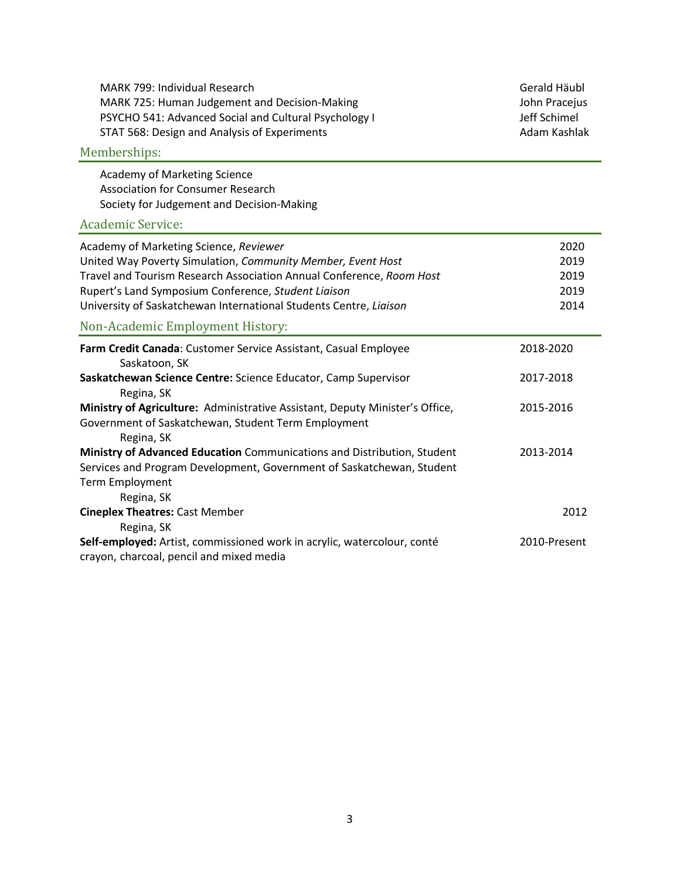| | |
|---|---|
| MARK 799: Individual Research | Gerald Häubl |
| MARK 725: Human Judgement and Decision-Making | John Pracejus |
| PSYCHO 541: Advanced Social and Cultural Psychology I | Jeff Schimel |
| STAT 568: Design and Analysis of Experiments | Adam Kashlak |

## Memberships:

Academy of Marketing Science
Association for Consumer Research
Society for Judgement and Decision-Making

## Academic Service:

| | |
|---|---|
| Academy of Marketing Science, *Reviewer* | 2020 |
| United Way Poverty Simulation, *Community Member, Event Host* | 2019 |
| Travel and Tourism Research Association Annual Conference, *Room Host* | 2019 |
| Rupert's Land Symposium Conference, *Student Liaison* | 2019 |
| University of Saskatchewan International Students Centre, *Liaison* | 2014 |

## Non-Academic Employment History:

| | |
|---|---|
| **Farm Credit Canada**: Customer Service Assistant, Casual Employee<br>Saskatoon, SK | 2018-2020 |
| **Saskatchewan Science Centre:** Science Educator, Camp Supervisor<br>Regina, SK | 2017-2018 |
| **Ministry of Agriculture:** Administrative Assistant, Deputy Minister's Office, Government of Saskatchewan, Student Term Employment<br>Regina, SK | 2015-2016 |
| **Ministry of Advanced Education** Communications and Distribution, Student Services and Program Development, Government of Saskatchewan, Student Term Employment<br>Regina, SK | 2013-2014 |
| **Cineplex Theatres:** Cast Member<br>Regina, SK | 2012 |
| **Self-employed:** Artist, commissioned work in acrylic, watercolour, conté crayon, charcoal, pencil and mixed media | 2010-Present |